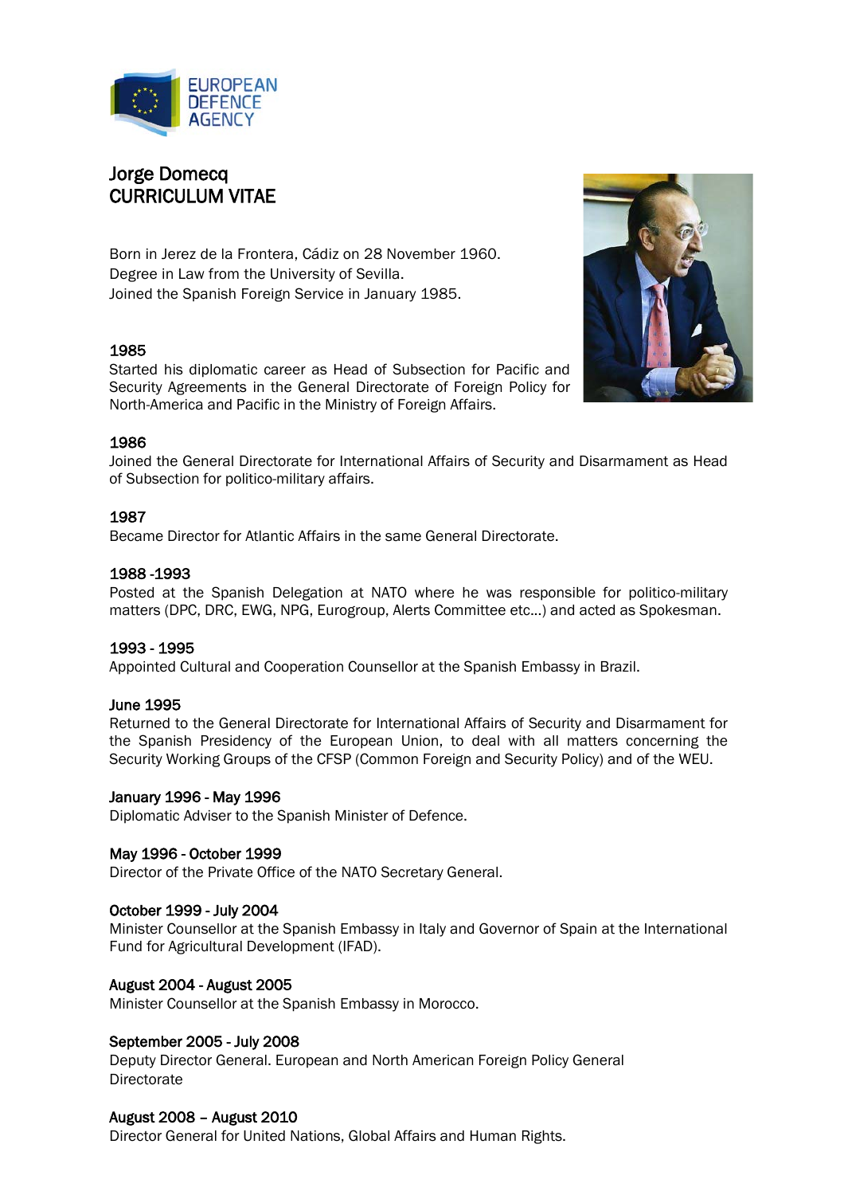# Jorge Domecq
# CURRICULUM VITAE

Born in Jerez de la Frontera, Cádiz on 28 November 1960.
Degree in Law from the University of Sevilla.
Joined the Spanish Foreign Service in January 1985.

**1985**
Started his diplomatic career as Head of Subsection for Pacific and Security Agreements in the General Directorate of Foreign Policy for North-America and Pacific in the Ministry of Foreign Affairs.

**1986**
Joined the General Directorate for International Affairs of Security and Disarmament as Head of Subsection for politico-military affairs.

**1987**
Became Director for Atlantic Affairs in the same General Directorate.

**1988 -1993**
Posted at the Spanish Delegation at NATO where he was responsible for politico-military matters (DPC, DRC, EWG, NPG, Eurogroup, Alerts Committee etc…) and acted as Spokesman.

**1993 - 1995**
Appointed Cultural and Cooperation Counsellor at the Spanish Embassy in Brazil.

**June 1995**
Returned to the General Directorate for International Affairs of Security and Disarmament for the Spanish Presidency of the European Union, to deal with all matters concerning the Security Working Groups of the CFSP (Common Foreign and Security Policy) and of the WEU.

**January 1996 - May 1996**
Diplomatic Adviser to the Spanish Minister of Defence.

**May 1996 - October 1999**
Director of the Private Office of the NATO Secretary General.

**October 1999 - July 2004**
Minister Counsellor at the Spanish Embassy in Italy and Governor of Spain at the International Fund for Agricultural Development (IFAD).

**August 2004 - August 2005**
Minister Counsellor at the Spanish Embassy in Morocco.

**September 2005 - July 2008**
Deputy Director General. European and North American Foreign Policy General Directorate

**August 2008 – August 2010**
Director General for United Nations, Global Affairs and Human Rights.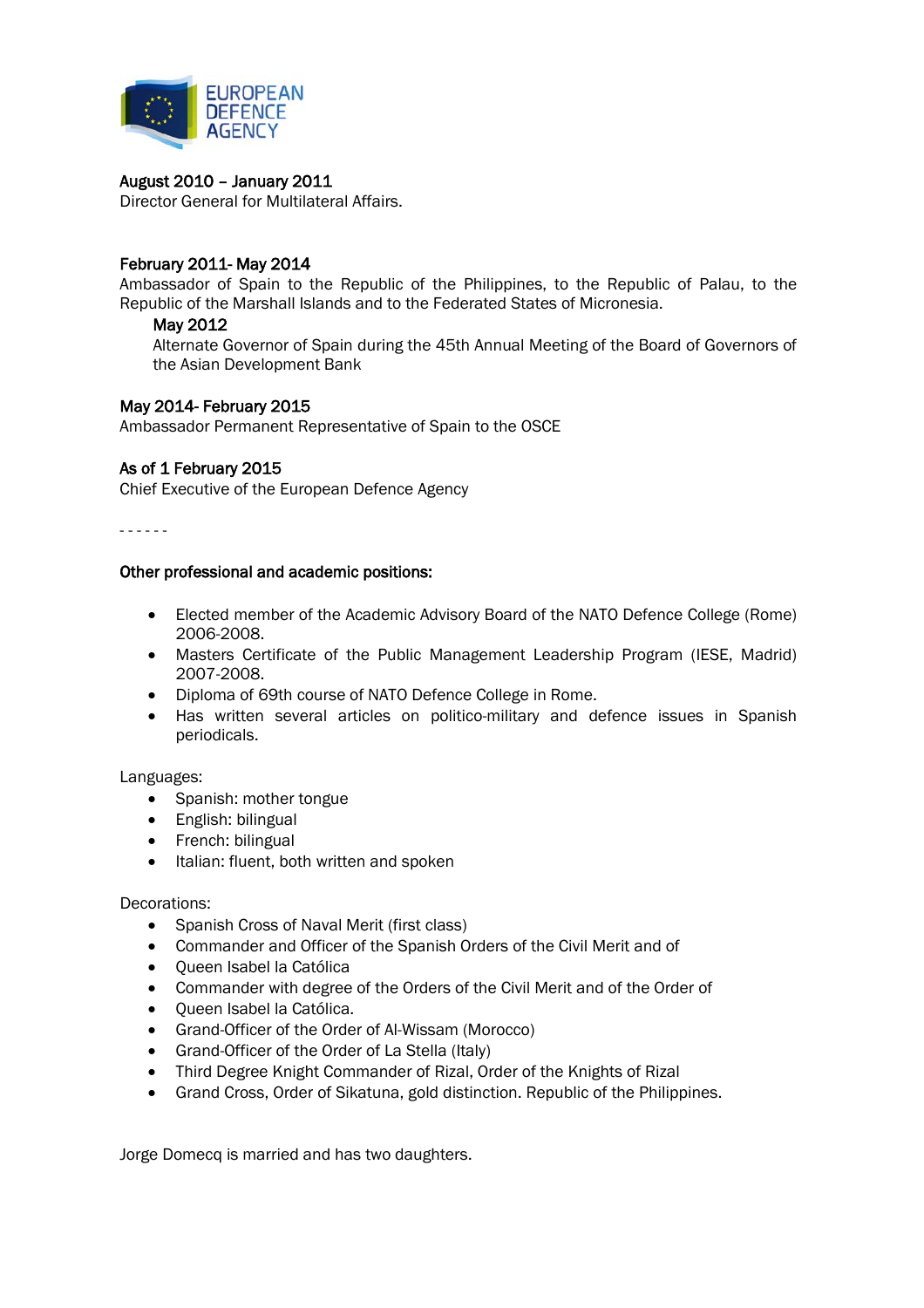**August 2010 – January 2011**
Director General for Multilateral Affairs.

**February 2011- May 2014**
Ambassador of Spain to the Republic of the Philippines, to the Republic of Palau, to the Republic of the Marshall Islands and to the Federated States of Micronesia.

> **May 2012**
> Alternate Governor of Spain during the 45th Annual Meeting of the Board of Governors of the Asian Development Bank

**May 2014- February 2015**
Ambassador Permanent Representative of Spain to the OSCE

**As of 1 February 2015**
Chief Executive of the European Defence Agency

- - - - - -

**Other professional and academic positions:**

- Elected member of the Academic Advisory Board of the NATO Defence College (Rome) 2006-2008.
- Masters Certificate of the Public Management Leadership Program (IESE, Madrid) 2007-2008.
- Diploma of 69th course of NATO Defence College in Rome.
- Has written several articles on politico-military and defence issues in Spanish periodicals.

Languages:

- Spanish: mother tongue
- English: bilingual
- French: bilingual
- Italian: fluent, both written and spoken

Decorations:

- Spanish Cross of Naval Merit (first class)
- Commander and Officer of the Spanish Orders of the Civil Merit and of
- Queen Isabel la Católica
- Commander with degree of the Orders of the Civil Merit and of the Order of
- Queen Isabel la Católica.
- Grand-Officer of the Order of Al-Wissam (Morocco)
- Grand-Officer of the Order of La Stella (Italy)
- Third Degree Knight Commander of Rizal, Order of the Knights of Rizal
- Grand Cross, Order of Sikatuna, gold distinction. Republic of the Philippines.

Jorge Domecq is married and has two daughters.